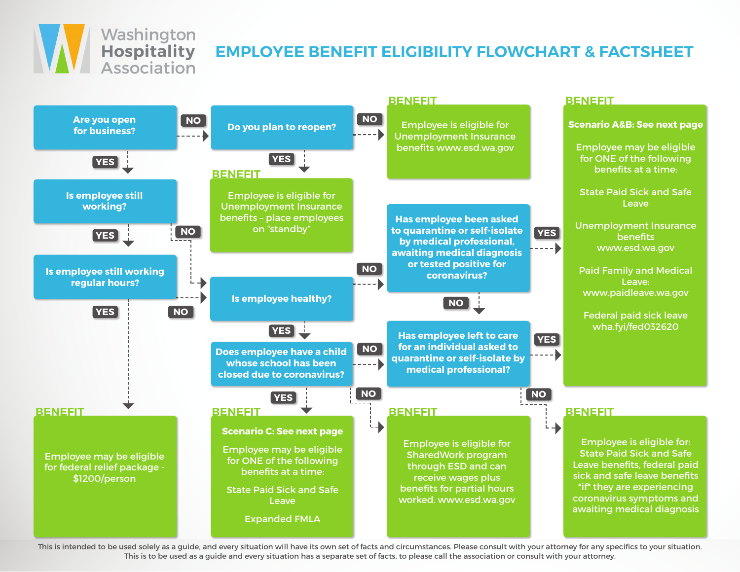# EMPLOYEE BENEFIT ELIGIBILITY FLOWCHART & FACTSHEET

Washington Hospitality Association

**Are you open for business?**
- NO → **Do you plan to reopen?**
  - NO → BENEFIT: Employee is eligible for Unemployment Insurance benefits www.esd.wa.gov
  - YES → BENEFIT: Employee is eligible for Unemployment Insurance benefits – place employees on "standby"
- YES → **Is employee still working?**
  - NO → **Is employee healthy?**
  - YES → **Is employee still working regular hours?**
    - YES → BENEFIT: Employee may be eligible for federal relief package - $1200/person
    - NO → **Is employee healthy?**

**Is employee healthy?**
- NO → **Has employee been asked to quarantine or self-isolate by medical professional, awaiting medical diagnosis or tested positive for coronavirus?**
  - YES → BENEFIT (Scenario A&B)
  - NO → **Has employee left to care for an individual asked to quarantine or self-isolate by medical professional?**
    - YES → BENEFIT (Scenario A&B)
    - NO → BENEFIT: Employee is eligible for: State Paid Sick and Safe Leave benefits, federal paid sick and safe leave benefits \*if\* they are experiencing coronavirus symptoms and awaiting medical diagnosis
- YES → **Does employee have a child whose school has been closed due to coronavirus?**
  - YES → BENEFIT (Scenario C)
  - NO → BENEFIT: Employee is eligible for SharedWork program through ESD and can receive wages plus benefits for partial hours worked. www.esd.wa.gov

**BENEFIT – Scenario A&B: See next page**

Employee may be eligible for ONE of the following benefits at a time:

- State Paid Sick and Safe Leave
- Unemployment Insurance benefits www.esd.wa.gov
- Paid Family and Medical Leave: www.paidleave.wa.gov
- Federal paid sick leave wha.fyi/fed032620

**BENEFIT – Scenario C: See next page**

Employee may be eligible for ONE of the following benefits at a time:

- State Paid Sick and Safe Leave
- Expanded FMLA

This is intended to be used solely as a guide, and every situation will have its own set of facts and circumstances. Please consult with your attorney for any specifics to your situation.
This is to be used as a guide and every situation has a separate set of facts, to please call the association or consult with your attorney.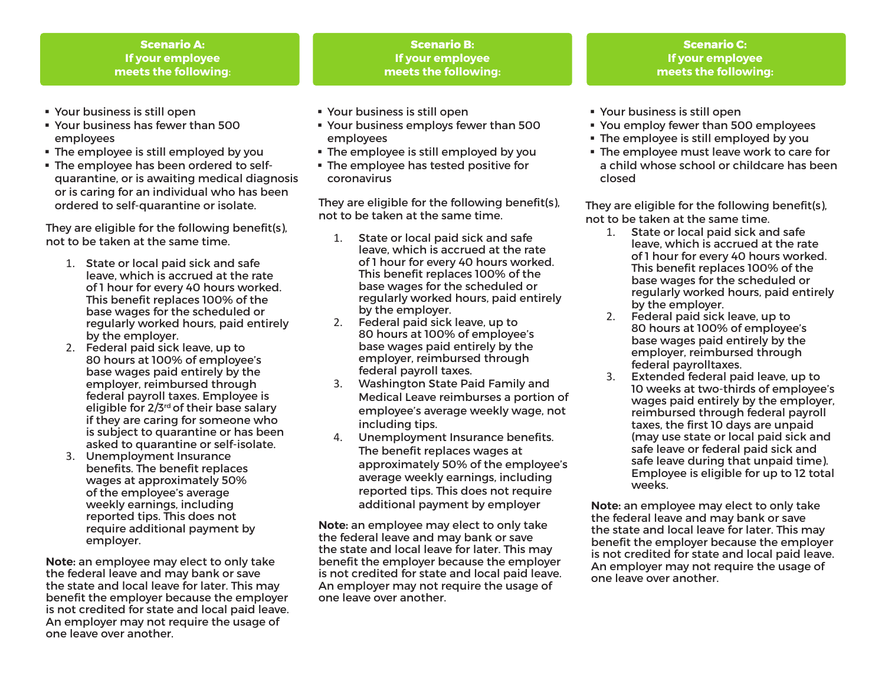## Scenario A: If your employee meets the following:

- Your business is still open
- Your business has fewer than 500 employees
- The employee is still employed by you
- The employee has been ordered to self-quarantine, or is awaiting medical diagnosis or is caring for an individual who has been ordered to self-quarantine or isolate.

They are eligible for the following benefit(s), not to be taken at the same time.

1. State or local paid sick and safe leave, which is accrued at the rate of 1 hour for every 40 hours worked. This benefit replaces 100% of the base wages for the scheduled or regularly worked hours, paid entirely by the employer.
2. Federal paid sick leave, up to 80 hours at 100% of employee's base wages paid entirely by the employer, reimbursed through federal payroll taxes. Employee is eligible for 2/3rd of their base salary if they are caring for someone who is subject to quarantine or has been asked to quarantine or self-isolate.
3. Unemployment Insurance benefits. The benefit replaces wages at approximately 50% of the employee's average weekly earnings, including reported tips. This does not require additional payment by employer.

**Note:** an employee may elect to only take the federal leave and may bank or save the state and local leave for later. This may benefit the employer because the employer is not credited for state and local paid leave. An employer may not require the usage of one leave over another.

## Scenario B: If your employee meets the following:

- Your business is still open
- Your business employs fewer than 500 employees
- The employee is still employed by you
- The employee has tested positive for coronavirus

They are eligible for the following benefit(s), not to be taken at the same time.

1. State or local paid sick and safe leave, which is accrued at the rate of 1 hour for every 40 hours worked. This benefit replaces 100% of the base wages for the scheduled or regularly worked hours, paid entirely by the employer.
2. Federal paid sick leave, up to 80 hours at 100% of employee's base wages paid entirely by the employer, reimbursed through federal payroll taxes.
3. Washington State Paid Family and Medical Leave reimburses a portion of employee's average weekly wage, not including tips.
4. Unemployment Insurance benefits. The benefit replaces wages at approximately 50% of the employee's average weekly earnings, including reported tips. This does not require additional payment by employer

**Note:** an employee may elect to only take the federal leave and may bank or save the state and local leave for later. This may benefit the employer because the employer is not credited for state and local paid leave. An employer may not require the usage of one leave over another.

## Scenario C: If your employee meets the following:

- Your business is still open
- You employ fewer than 500 employees
- The employee is still employed by you
- The employee must leave work to care for a child whose school or childcare has been closed

They are eligible for the following benefit(s), not to be taken at the same time.

1. State or local paid sick and safe leave, which is accrued at the rate of 1 hour for every 40 hours worked. This benefit replaces 100% of the base wages for the scheduled or regularly worked hours, paid entirely by the employer.
2. Federal paid sick leave, up to 80 hours at 100% of employee's base wages paid entirely by the employer, reimbursed through federal payrolltaxes.
3. Extended federal paid leave, up to 10 weeks at two-thirds of employee's wages paid entirely by the employer, reimbursed through federal payroll taxes, the first 10 days are unpaid (may use state or local paid sick and safe leave or federal paid sick and safe leave during that unpaid time). Employee is eligible for up to 12 total weeks.

**Note:** an employee may elect to only take the federal leave and may bank or save the state and local leave for later. This may benefit the employer because the employer is not credited for state and local paid leave. An employer may not require the usage of one leave over another.